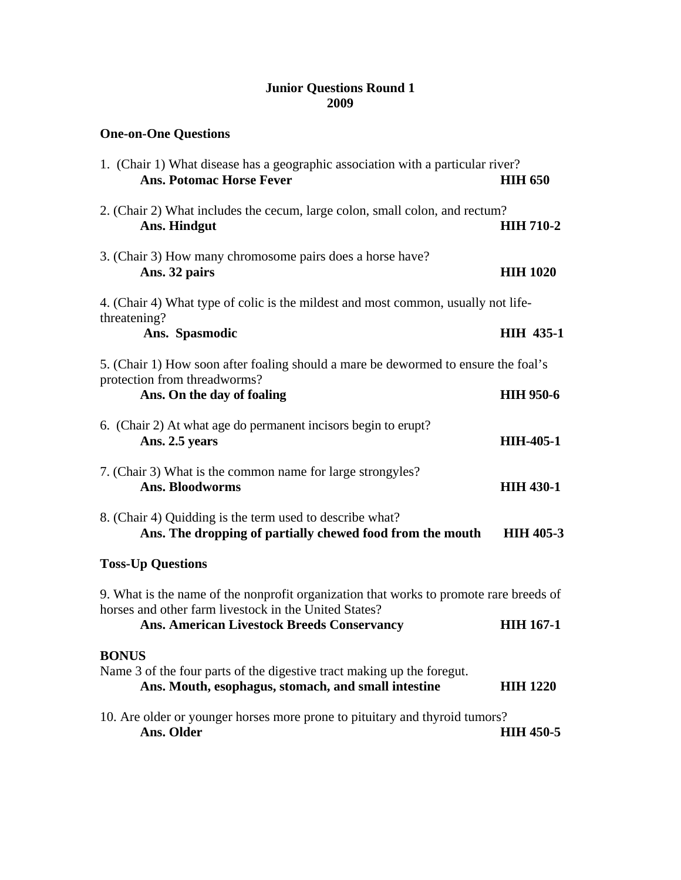**Junior Questions Round 1**
**2009**

**One-on-One Questions**

1. (Chair 1) What disease has a geographic association with a particular river?
   **Ans. Potomac Horse Fever** **HIH 650**

2. (Chair 2) What includes the cecum, large colon, small colon, and rectum?
   **Ans. Hindgut** **HIH 710-2**

3. (Chair 3) How many chromosome pairs does a horse have?
   **Ans. 32 pairs** **HIH 1020**

4. (Chair 4) What type of colic is the mildest and most common, usually not life-threatening?
   **Ans. Spasmodic** **HIH 435-1**

5. (Chair 1) How soon after foaling should a mare be dewormed to ensure the foal's protection from threadworms?
   **Ans. On the day of foaling** **HIH 950-6**

6. (Chair 2) At what age do permanent incisors begin to erupt?
   **Ans. 2.5 years** **HIH-405-1**

7. (Chair 3) What is the common name for large strongyles?
   **Ans. Bloodworms** **HIH 430-1**

8. (Chair 4) Quidding is the term used to describe what?
   **Ans. The dropping of partially chewed food from the mouth** **HIH 405-3**

**Toss-Up Questions**

9. What is the name of the nonprofit organization that works to promote rare breeds of horses and other farm livestock in the United States?
   **Ans. American Livestock Breeds Conservancy** **HIH 167-1**

**BONUS**
Name 3 of the four parts of the digestive tract making up the foregut.
   **Ans. Mouth, esophagus, stomach, and small intestine** **HIH 1220**

10. Are older or younger horses more prone to pituitary and thyroid tumors?
   **Ans. Older** **HIH 450-5**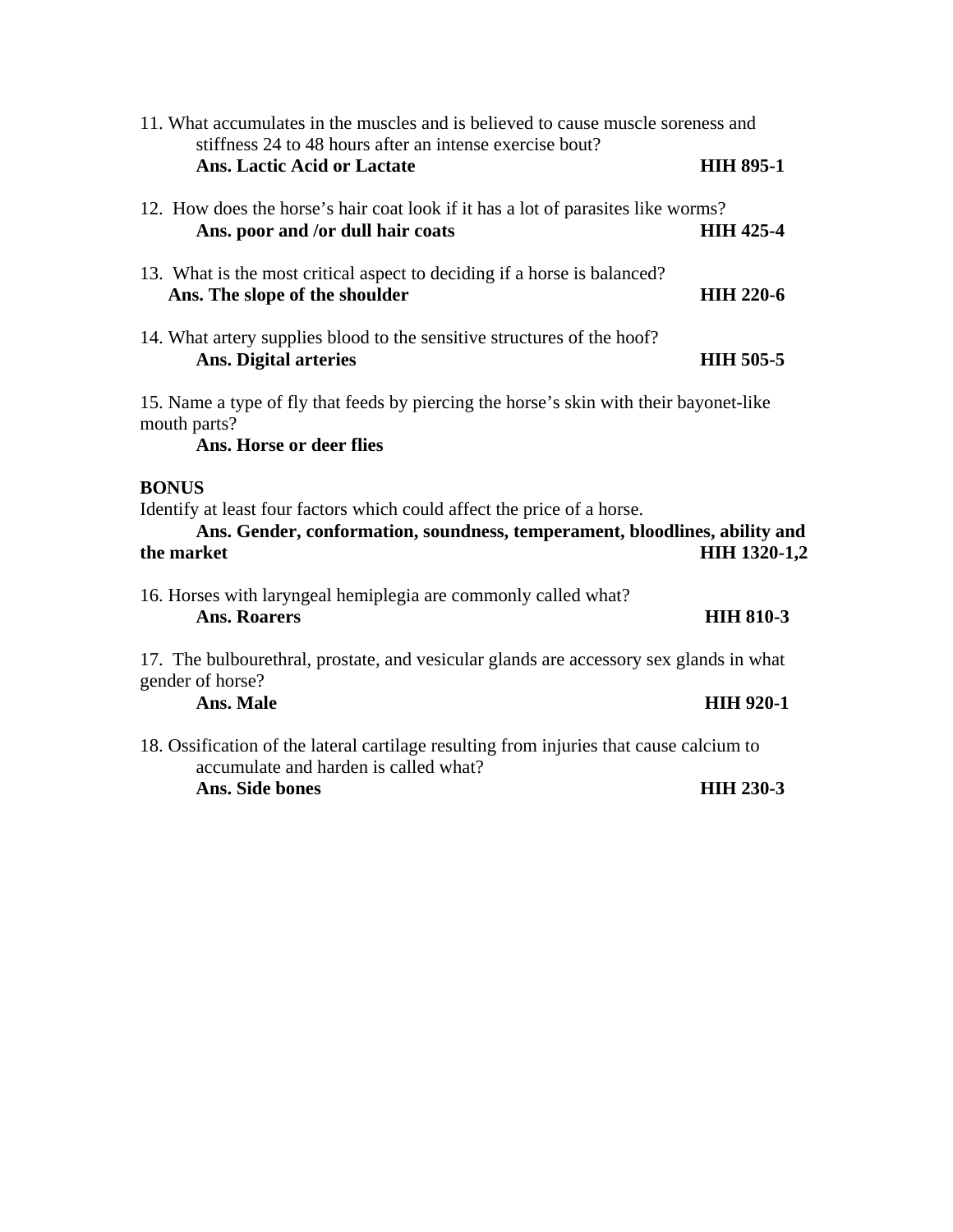11. What accumulates in the muscles and is believed to cause muscle soreness and stiffness 24 to 48 hours after an intense exercise bout?
**Ans. Lactic Acid or Lactate** **HIH 895-1**

12. How does the horse's hair coat look if it has a lot of parasites like worms?
**Ans. poor and /or dull hair coats** **HIH 425-4**

13. What is the most critical aspect to deciding if a horse is balanced?
**Ans. The slope of the shoulder** **HIH 220-6**

14. What artery supplies blood to the sensitive structures of the hoof?
**Ans. Digital arteries** **HIH 505-5**

15. Name a type of fly that feeds by piercing the horse's skin with their bayonet-like mouth parts?
**Ans. Horse or deer flies**

**BONUS**
Identify at least four factors which could affect the price of a horse.
**Ans. Gender, conformation, soundness, temperament, bloodlines, ability and the market** **HIH 1320-1,2**

16. Horses with laryngeal hemiplegia are commonly called what?
**Ans. Roarers** **HIH 810-3**

17. The bulbourethral, prostate, and vesicular glands are accessory sex glands in what gender of horse?
**Ans. Male** **HIH 920-1**

18. Ossification of the lateral cartilage resulting from injuries that cause calcium to accumulate and harden is called what?
**Ans. Side bones** **HIH 230-3**